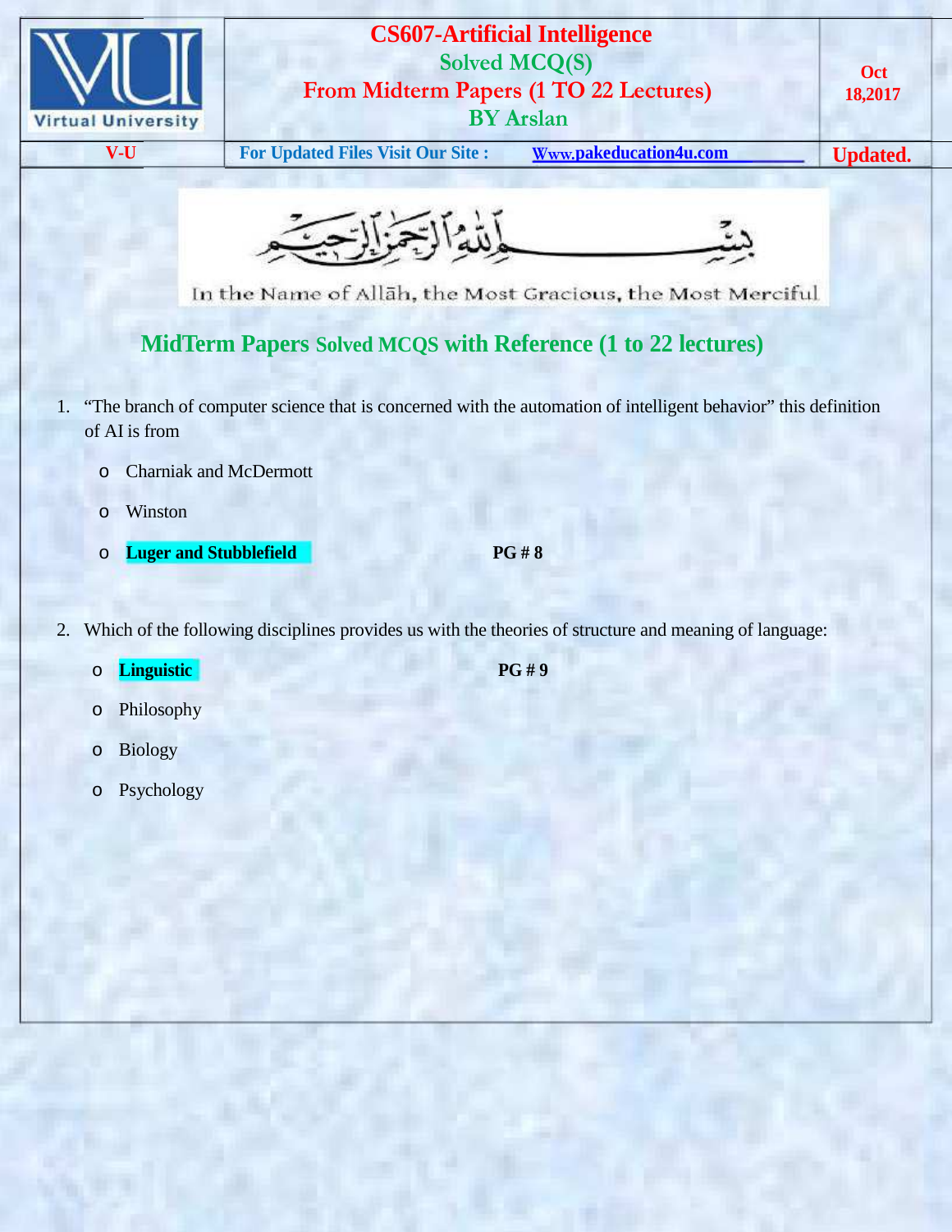# CS607-Artificial Intelligence

## Solved MCQ(S)

## From Midterm Papers (1 TO 22 Lectures)

## BY Arslan

Oct 18,2017

V-U | For Updated Files Visit Our Site : Www.pakeducation4u.com | Updated.

بِسۡمِ ٱللَّهِ ٱلرَّحۡمَٰنِ ٱلرَّحِيمِ

In the Name of Allāh, the Most Gracious, the Most Merciful

## MidTerm Papers Solved MCQS with Reference (1 to 22 lectures)

1. "The branch of computer science that is concerned with the automation of intelligent behavior" this definition of AI is from
   - Charniak and McDermott
   - Winston
   - **Luger and Stubblefield** **PG # 8**

2. Which of the following disciplines provides us with the theories of structure and meaning of language:
   - **Linguistic** **PG # 9**
   - Philosophy
   - Biology
   - Psychology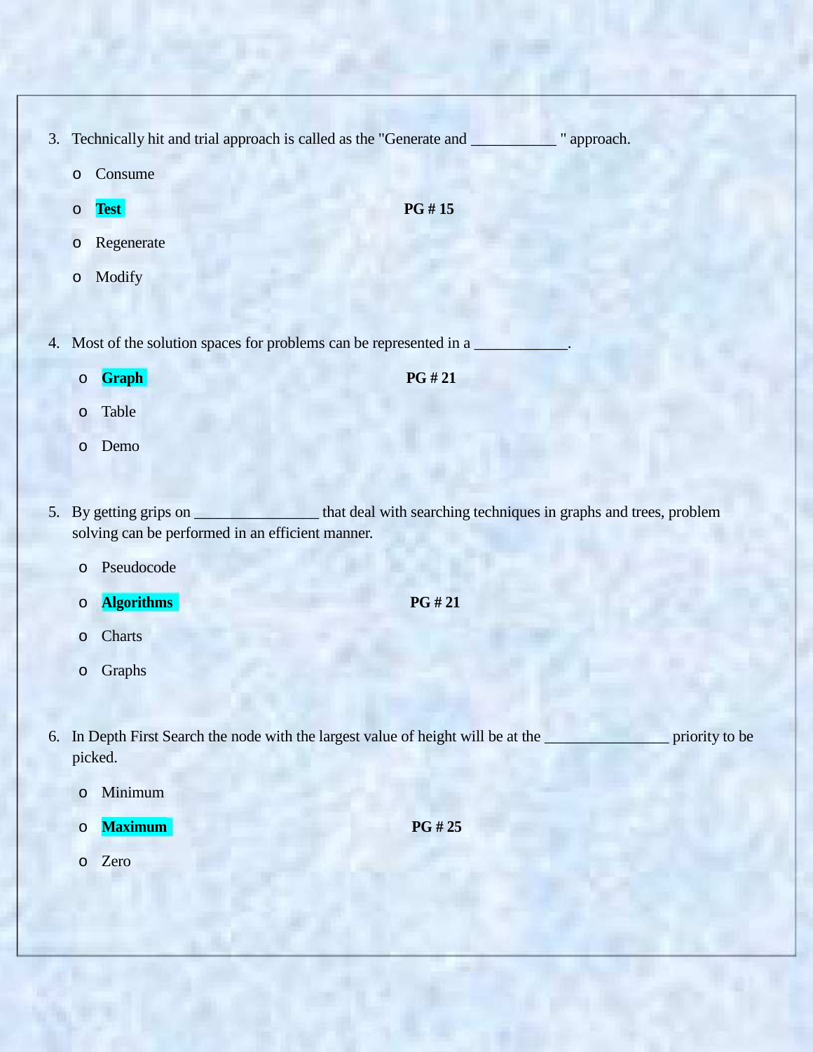3. Technically hit and trial approach is called as the "Generate and ___________ " approach.
    - Consume
    - **Test** **PG # 15**
    - Regenerate
    - Modify

4. Most of the solution spaces for problems can be represented in a ____________.
    - **Graph** **PG # 21**
    - Table
    - Demo

5. By getting grips on ________________ that deal with searching techniques in graphs and trees, problem solving can be performed in an efficient manner.
    - Pseudocode
    - **Algorithms** **PG # 21**
    - Charts
    - Graphs

6. In Depth First Search the node with the largest value of height will be at the ________________ priority to be picked.
    - Minimum
    - **Maximum** **PG # 25**
    - Zero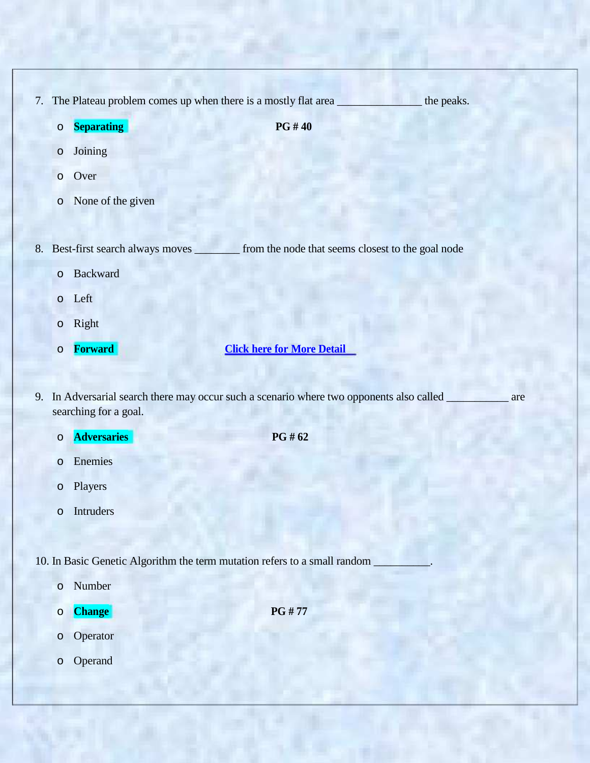7. The Plateau problem comes up when there is a mostly flat area _______________ the peaks.

   - **Separating** **PG # 40**
   - Joining
   - Over
   - None of the given

8. Best-first search always moves ________ from the node that seems closest to the goal node

   - Backward
   - Left
   - Right
   - **Forward** **Click here for More Detail**

9. In Adversarial search there may occur such a scenario where two opponents also called ___________ are searching for a goal.

   - **Adversaries** **PG # 62**
   - Enemies
   - Players
   - Intruders

10. In Basic Genetic Algorithm the term mutation refers to a small random __________.

    - Number
    - **Change** **PG # 77**
    - Operator
    - Operand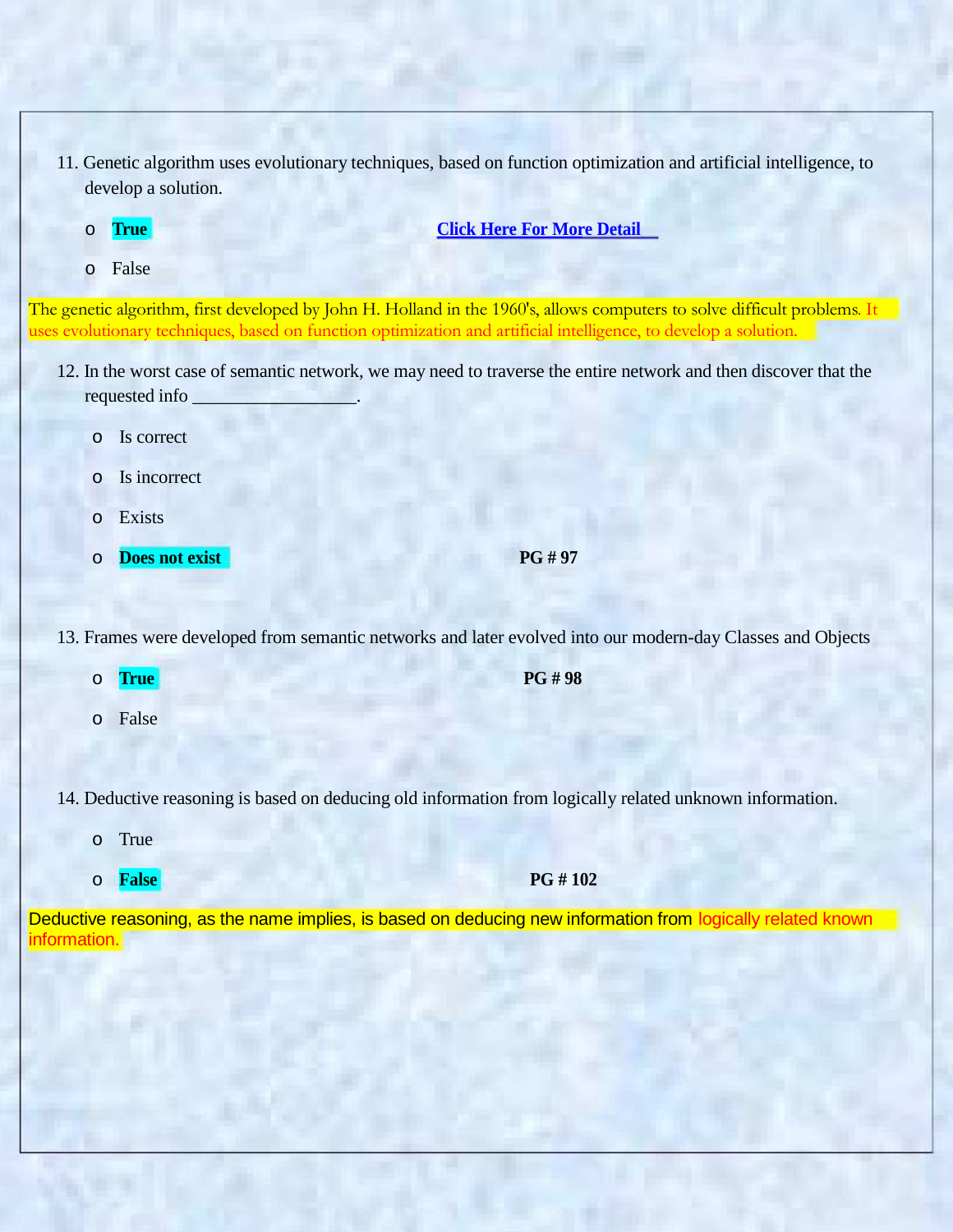11. Genetic algorithm uses evolutionary techniques, based on function optimization and artificial intelligence, to develop a solution.

    - **True** [Click Here For More Detail]
    - False

The genetic algorithm, first developed by John H. Holland in the 1960's, allows computers to solve difficult problems. It uses evolutionary techniques, based on function optimization and artificial intelligence, to develop a solution.

12. In the worst case of semantic network, we may need to traverse the entire network and then discover that the requested info ________________.

    - Is correct
    - Is incorrect
    - Exists
    - **Does not exist** **PG # 97**

13. Frames were developed from semantic networks and later evolved into our modern-day Classes and Objects

    - **True** **PG # 98**
    - False

14. Deductive reasoning is based on deducing old information from logically related unknown information.

    - True
    - **False** **PG # 102**

Deductive reasoning, as the name implies, is based on deducing new information from logically related known information.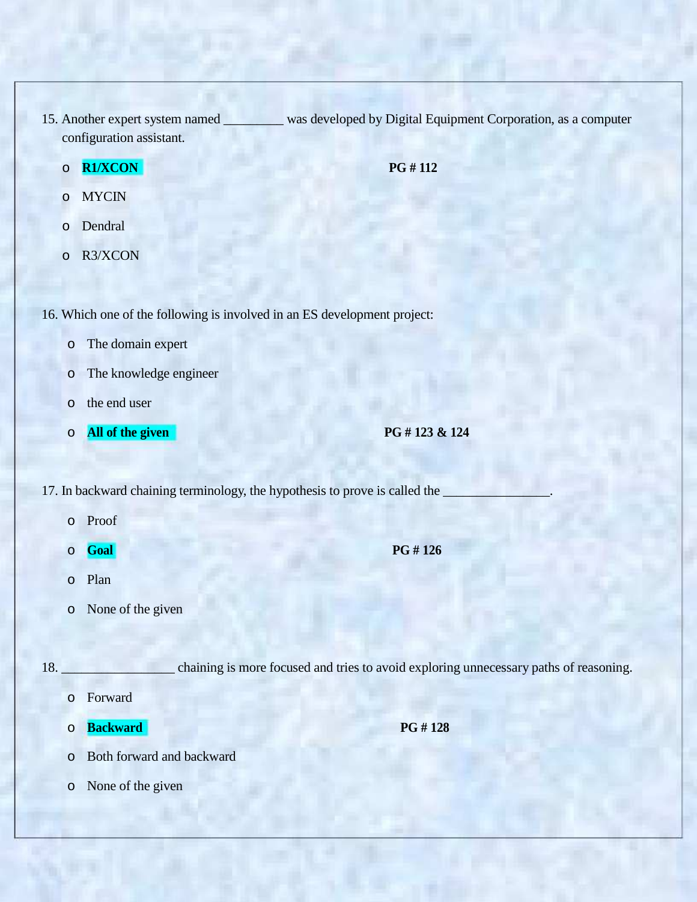15. Another expert system named _________ was developed by Digital Equipment Corporation, as a computer configuration assistant.

- **R1/XCON** **PG # 112**
- MYCIN
- Dendral
- R3/XCON

16. Which one of the following is involved in an ES development project:

- The domain expert
- The knowledge engineer
- the end user
- **All of the given** **PG # 123 & 124**

17. In backward chaining terminology, the hypothesis to prove is called the ________________.

- Proof
- **Goal** **PG # 126**
- Plan
- None of the given

18. _________________ chaining is more focused and tries to avoid exploring unnecessary paths of reasoning.

- Forward
- **Backward** **PG # 128**
- Both forward and backward
- None of the given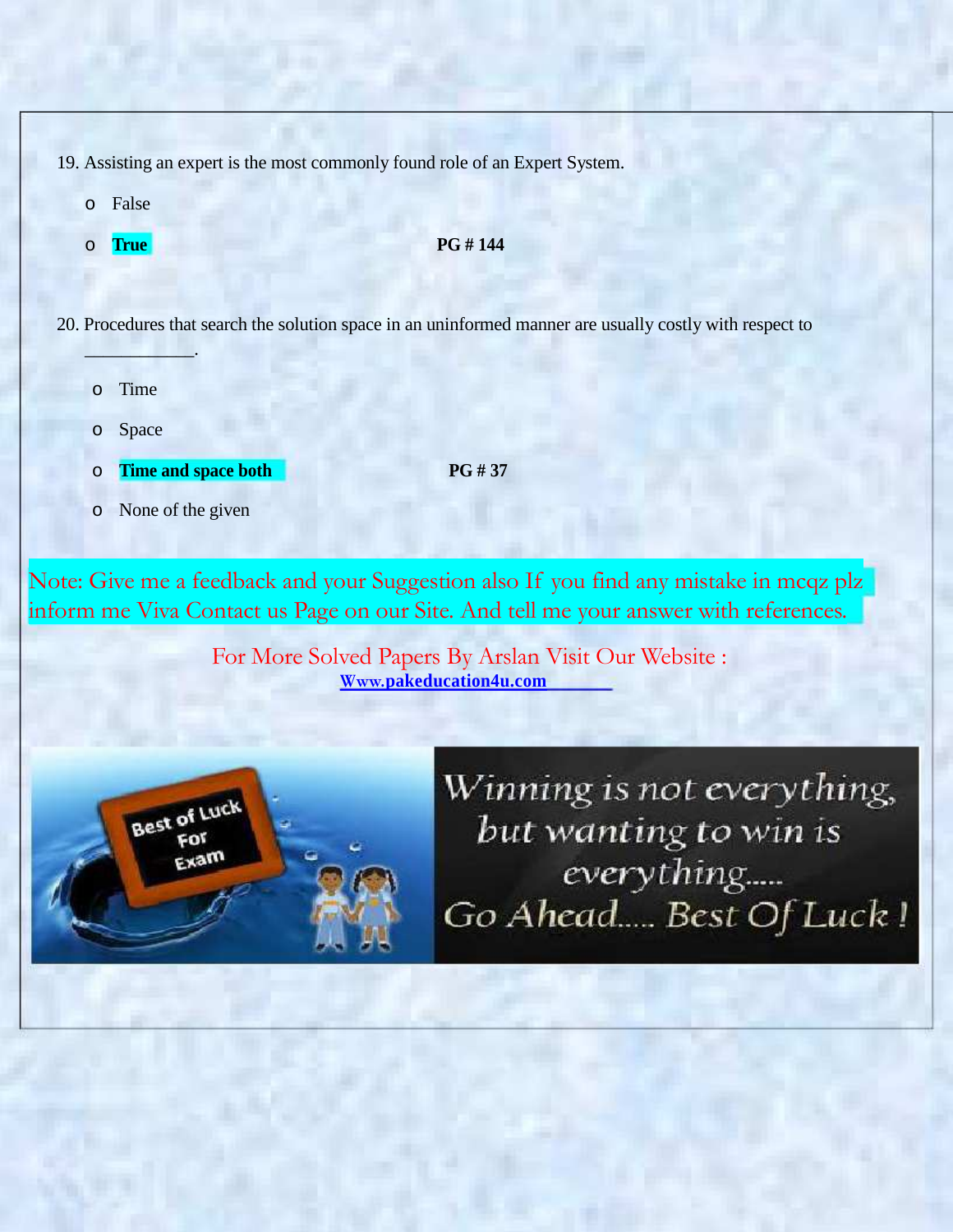19. Assisting an expert is the most commonly found role of an Expert System.

- False
- **True** **PG # 144**

20. Procedures that search the solution space in an uninformed manner are usually costly with respect to ___________.

- Time
- Space
- **Time and space both** **PG # 37**
- None of the given

Note: Give me a feedback and your Suggestion also If you find any mistake in mcqz plz inform me Viva Contact us Page on our Site. And tell me your answer with references.

For More Solved Papers By Arslan Visit Our Website :
**Www.pakeducation4u.com**